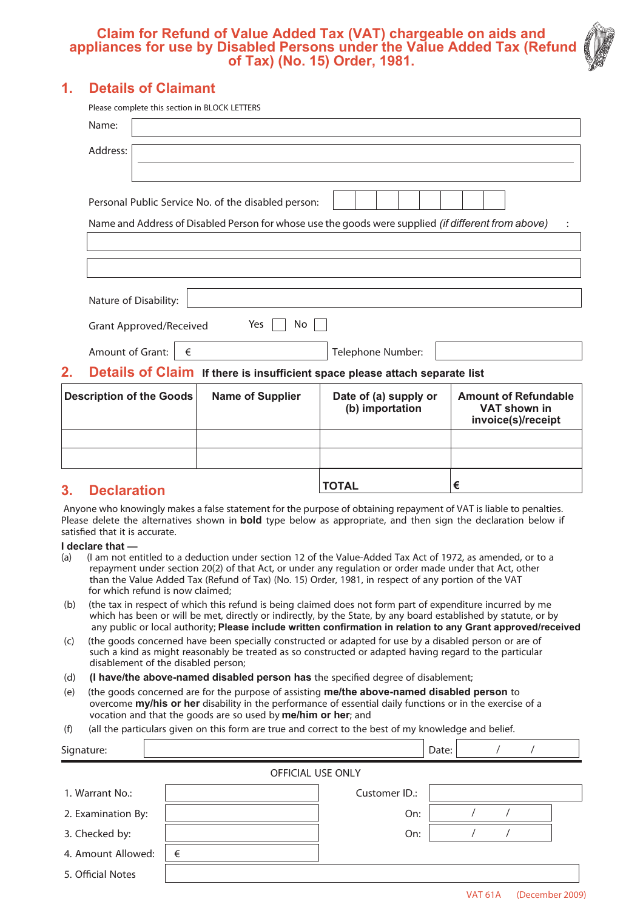# Claim for Refund of Value Added Tax (VAT) chargeable on aids and appliances for use by Disabled Persons under the Value Added Tax (Refund of Tax) (No. 15) Order, 1981.

## 1. Details of Claimant

Please complete this section in BLOCK LETTERS

Name:

Address:

Personal Public Service No. of the disabled person:

Name and Address of Disabled Person for whose use the goods were supplied *(if different from above)* :

Nature of Disability:

Grant Approved/Received Yes ☐ No ☐

Amount of Grant: € Telephone Number:

## 2. Details of Claim **If there is insufficient space please attach separate list**

| Description of the Goods | Name of Supplier | Date of (a) supply or (b) importation | Amount of Refundable VAT shown in invoice(s)/receipt |
|---|---|---|---|
| | | | |
| | | | |
| | | **TOTAL** | **€** |

## 3. Declaration

Anyone who knowingly makes a false statement for the purpose of obtaining repayment of VAT is liable to penalties. Please delete the alternatives shown in **bold** type below as appropriate, and then sign the declaration below if satisfied that it is accurate.

**I declare that —**

(a) (I am not entitled to a deduction under section 12 of the Value-Added Tax Act of 1972, as amended, or to a repayment under section 20(2) of that Act, or under any regulation or order made under that Act, other than the Value Added Tax (Refund of Tax) (No. 15) Order, 1981, in respect of any portion of the VAT for which refund is now claimed;

(b) (the tax in respect of which this refund is being claimed does not form part of expenditure incurred by me which has been or will be met, directly or indirectly, by the State, by any board established by statute, or by any public or local authority; **Please include written confirmation in relation to any Grant approved/received**

(c) (the goods concerned have been specially constructed or adapted for use by a disabled person or are of such a kind as might reasonably be treated as so constructed or adapted having regard to the particular disablement of the disabled person;

(d) **(I have/the above-named disabled person has** the specified degree of disablement;

(e) (the goods concerned are for the purpose of assisting **me/the above-named disabled person** to overcome **my/his or her** disability in the performance of essential daily functions or in the exercise of a vocation and that the goods are so used by **me/him or her**; and

(f) (all the particulars given on this form are true and correct to the best of my knowledge and belief.

Signature: Date: / /

OFFICIAL USE ONLY

| | | | |
|---|---|---|---|
| 1. Warrant No.: | | Customer ID.: | |
| 2. Examination By: | | On: | / / |
| 3. Checked by: | | On: | / / |
| 4. Amount Allowed: | € | | |
| 5. Official Notes | | | |

VAT 61A (December 2009)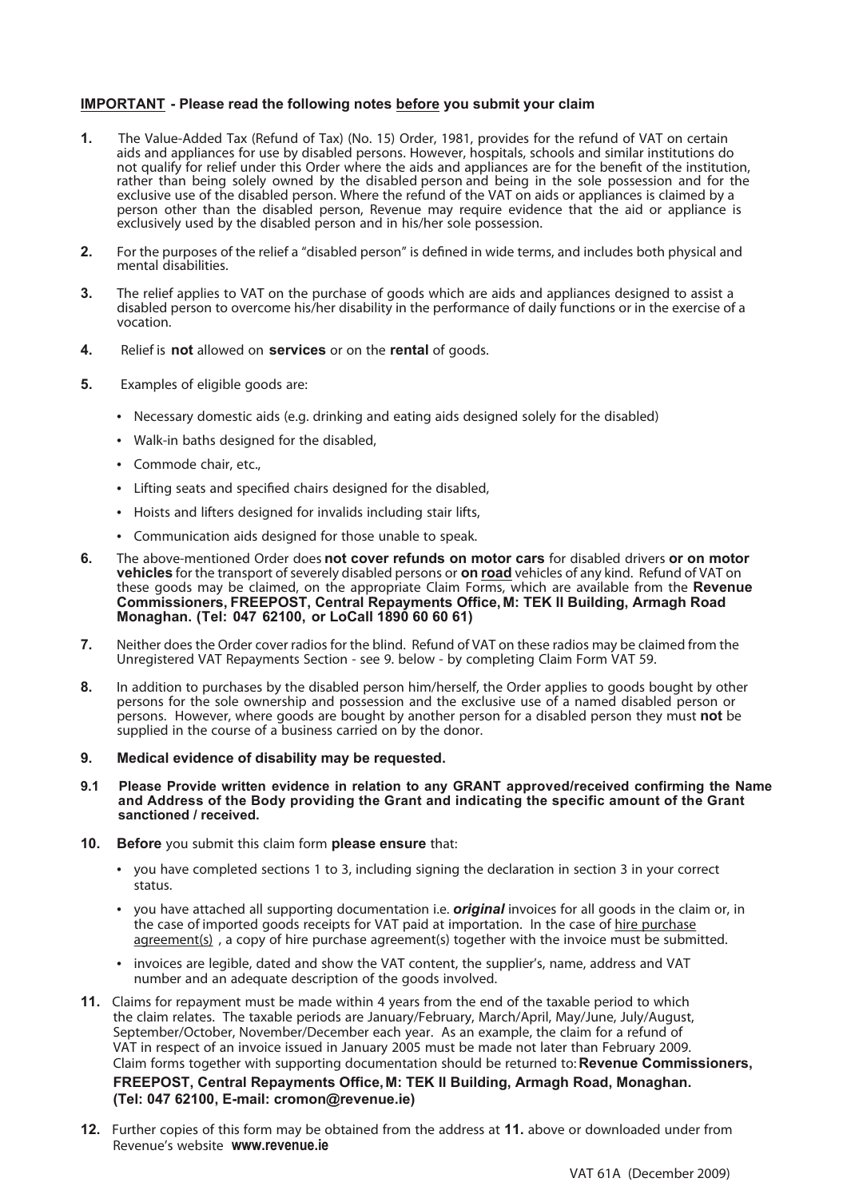**<u>IMPORTANT</u> - Please read the following notes <u>before</u> you submit your claim**

**1.** The Value-Added Tax (Refund of Tax) (No. 15) Order, 1981, provides for the refund of VAT on certain aids and appliances for use by disabled persons. However, hospitals, schools and similar institutions do not qualify for relief under this Order where the aids and appliances are for the benefit of the institution, rather than being solely owned by the disabled person and being in the sole possession and for the exclusive use of the disabled person. Where the refund of the VAT on aids or appliances is claimed by a person other than the disabled person, Revenue may require evidence that the aid or appliance is exclusively used by the disabled person and in his/her sole possession.

**2.** For the purposes of the relief a "disabled person" is defined in wide terms, and includes both physical and mental disabilities.

**3.** The relief applies to VAT on the purchase of goods which are aids and appliances designed to assist a disabled person to overcome his/her disability in the performance of daily functions or in the exercise of a vocation.

**4.** Relief is **not** allowed on **services** or on the **rental** of goods.

**5.** Examples of eligible goods are:

- Necessary domestic aids (e.g. drinking and eating aids designed solely for the disabled)
- Walk-in baths designed for the disabled,
- Commode chair, etc.,
- Lifting seats and specified chairs designed for the disabled,
- Hoists and lifters designed for invalids including stair lifts,
- Communication aids designed for those unable to speak.

**6.** The above-mentioned Order does **not cover refunds on motor cars** for disabled drivers **or on motor vehicles** for the transport of severely disabled persons or **on <u>road</u>** vehicles of any kind. Refund of VAT on these goods may be claimed, on the appropriate Claim Forms, which are available from the **Revenue Commissioners, FREEPOST, Central Repayments Office, M: TEK II Building, Armagh Road Monaghan. (Tel: 047 62100, or LoCall 1890 60 60 61)**

**7.** Neither does the Order cover radios for the blind. Refund of VAT on these radios may be claimed from the Unregistered VAT Repayments Section - see 9. below - by completing Claim Form VAT 59.

**8.** In addition to purchases by the disabled person him/herself, the Order applies to goods bought by other persons for the sole ownership and possession and the exclusive use of a named disabled person or persons. However, where goods are bought by another person for a disabled person they must **not** be supplied in the course of a business carried on by the donor.

**9. Medical evidence of disability may be requested.**

**9.1 Please Provide written evidence in relation to any GRANT approved/received confirming the Name and Address of the Body providing the Grant and indicating the specific amount of the Grant sanctioned / received.**

**10. Before** you submit this claim form **please ensure** that:

- you have completed sections 1 to 3, including signing the declaration in section 3 in your correct status.
- you have attached all supporting documentation i.e. ***original*** invoices for all goods in the claim or, in the case of imported goods receipts for VAT paid at importation. In the case of <u>hire purchase agreement(s)</u> , a copy of hire purchase agreement(s) together with the invoice must be submitted.
- invoices are legible, dated and show the VAT content, the supplier's, name, address and VAT number and an adequate description of the goods involved.

**11.** Claims for repayment must be made within 4 years from the end of the taxable period to which the claim relates. The taxable periods are January/February, March/April, May/June, July/August, September/October, November/December each year. As an example, the claim for a refund of VAT in respect of an invoice issued in January 2005 must be made not later than February 2009. Claim forms together with supporting documentation should be returned to: **Revenue Commissioners, FREEPOST, Central Repayments Office, M: TEK II Building, Armagh Road, Monaghan. (Tel: 047 62100, E-mail: cromon@revenue.ie)**

**12.** Further copies of this form may be obtained from the address at **11.** above or downloaded under from Revenue's website **www.revenue.ie**

VAT 61A (December 2009)